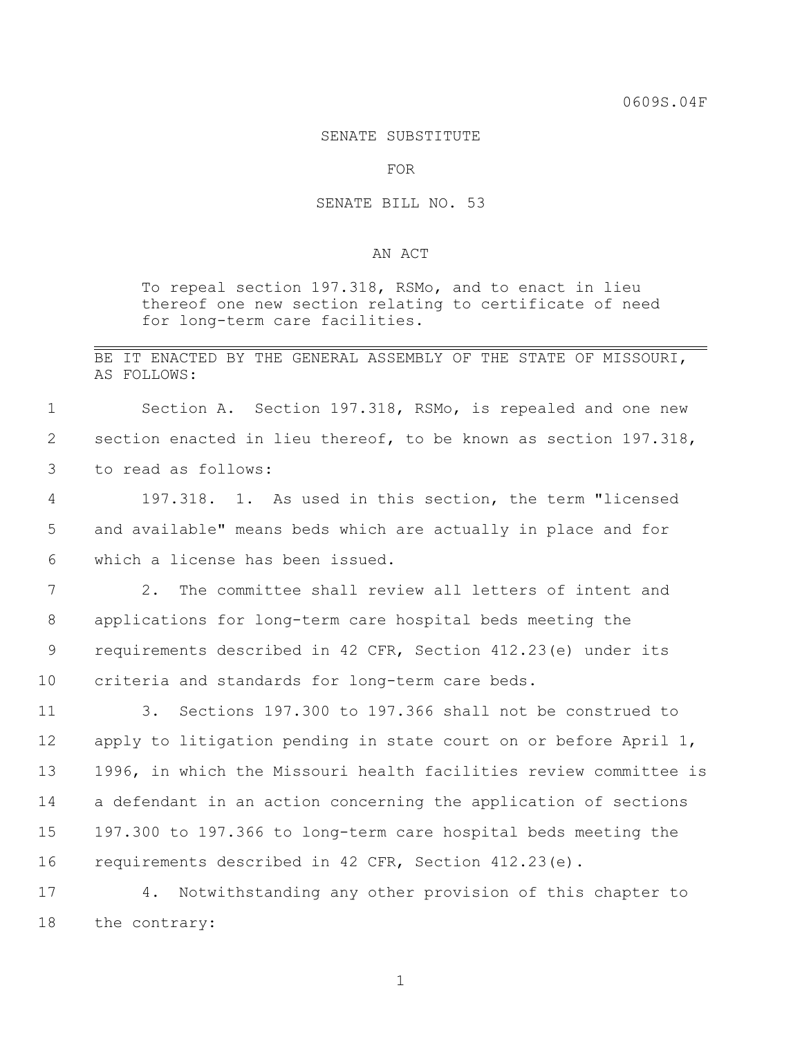0609S.04F

SENATE SUBSTITUTE

FOR

SENATE BILL NO. 53

AN ACT

To repeal section 197.318, RSMo, and to enact in lieu thereof one new section relating to certificate of need for long-term care facilities.

---

BE IT ENACTED BY THE GENERAL ASSEMBLY OF THE STATE OF MISSOURI, AS FOLLOWS:

Section A. Section 197.318, RSMo, is repealed and one new section enacted in lieu thereof, to be known as section 197.318, to read as follows:

197.318. 1. As used in this section, the term "licensed and available" means beds which are actually in place and for which a license has been issued.

2. The committee shall review all letters of intent and applications for long-term care hospital beds meeting the requirements described in 42 CFR, Section 412.23(e) under its criteria and standards for long-term care beds.

3. Sections 197.300 to 197.366 shall not be construed to apply to litigation pending in state court on or before April 1, 1996, in which the Missouri health facilities review committee is a defendant in an action concerning the application of sections 197.300 to 197.366 to long-term care hospital beds meeting the requirements described in 42 CFR, Section 412.23(e).

4. Notwithstanding any other provision of this chapter to the contrary: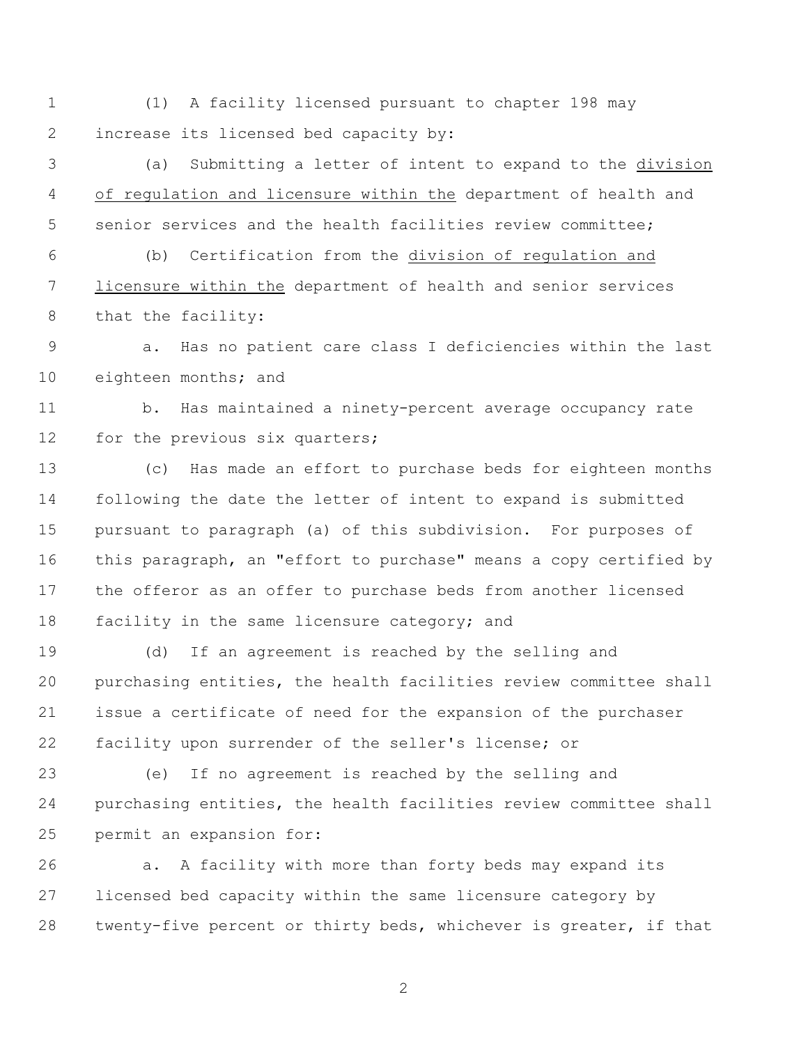(1) A facility licensed pursuant to chapter 198 may increase its licensed bed capacity by:

(a) Submitting a letter of intent to expand to the division of regulation and licensure within the department of health and senior services and the health facilities review committee;

(b) Certification from the division of regulation and licensure within the department of health and senior services that the facility:

a. Has no patient care class I deficiencies within the last eighteen months; and

b. Has maintained a ninety-percent average occupancy rate for the previous six quarters;

(c) Has made an effort to purchase beds for eighteen months following the date the letter of intent to expand is submitted pursuant to paragraph (a) of this subdivision. For purposes of this paragraph, an "effort to purchase" means a copy certified by the offeror as an offer to purchase beds from another licensed facility in the same licensure category; and

(d) If an agreement is reached by the selling and purchasing entities, the health facilities review committee shall issue a certificate of need for the expansion of the purchaser facility upon surrender of the seller's license; or

(e) If no agreement is reached by the selling and purchasing entities, the health facilities review committee shall permit an expansion for:

a. A facility with more than forty beds may expand its licensed bed capacity within the same licensure category by twenty-five percent or thirty beds, whichever is greater, if that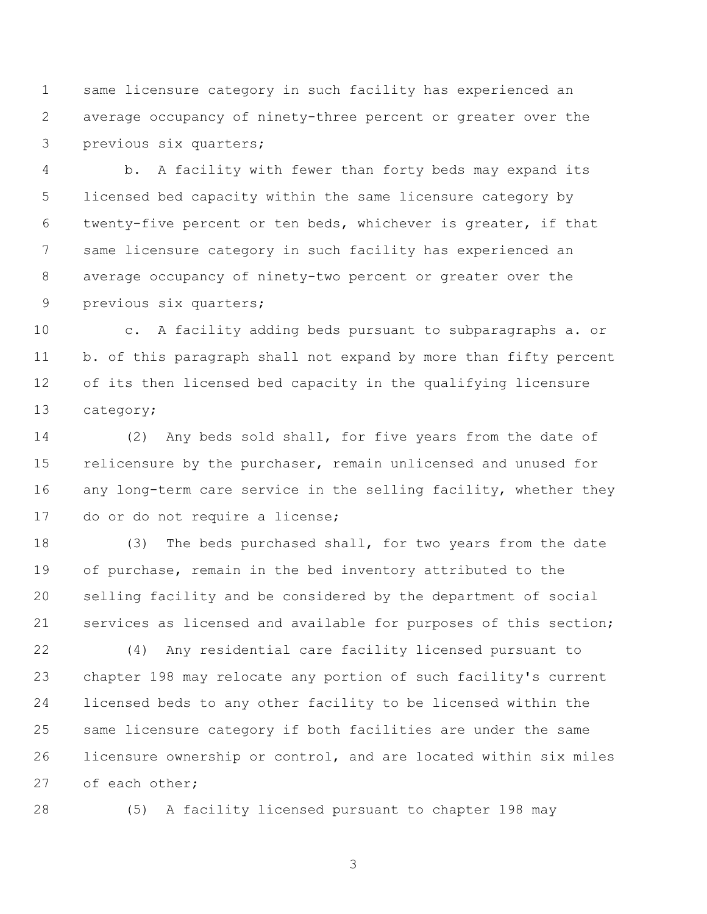same licensure category in such facility has experienced an average occupancy of ninety-three percent or greater over the previous six quarters;

b. A facility with fewer than forty beds may expand its licensed bed capacity within the same licensure category by twenty-five percent or ten beds, whichever is greater, if that same licensure category in such facility has experienced an average occupancy of ninety-two percent or greater over the previous six quarters;

c. A facility adding beds pursuant to subparagraphs a. or b. of this paragraph shall not expand by more than fifty percent of its then licensed bed capacity in the qualifying licensure category;

(2) Any beds sold shall, for five years from the date of relicensure by the purchaser, remain unlicensed and unused for any long-term care service in the selling facility, whether they do or do not require a license;

(3) The beds purchased shall, for two years from the date of purchase, remain in the bed inventory attributed to the selling facility and be considered by the department of social services as licensed and available for purposes of this section;

(4) Any residential care facility licensed pursuant to chapter 198 may relocate any portion of such facility's current licensed beds to any other facility to be licensed within the same licensure category if both facilities are under the same licensure ownership or control, and are located within six miles of each other;

(5) A facility licensed pursuant to chapter 198 may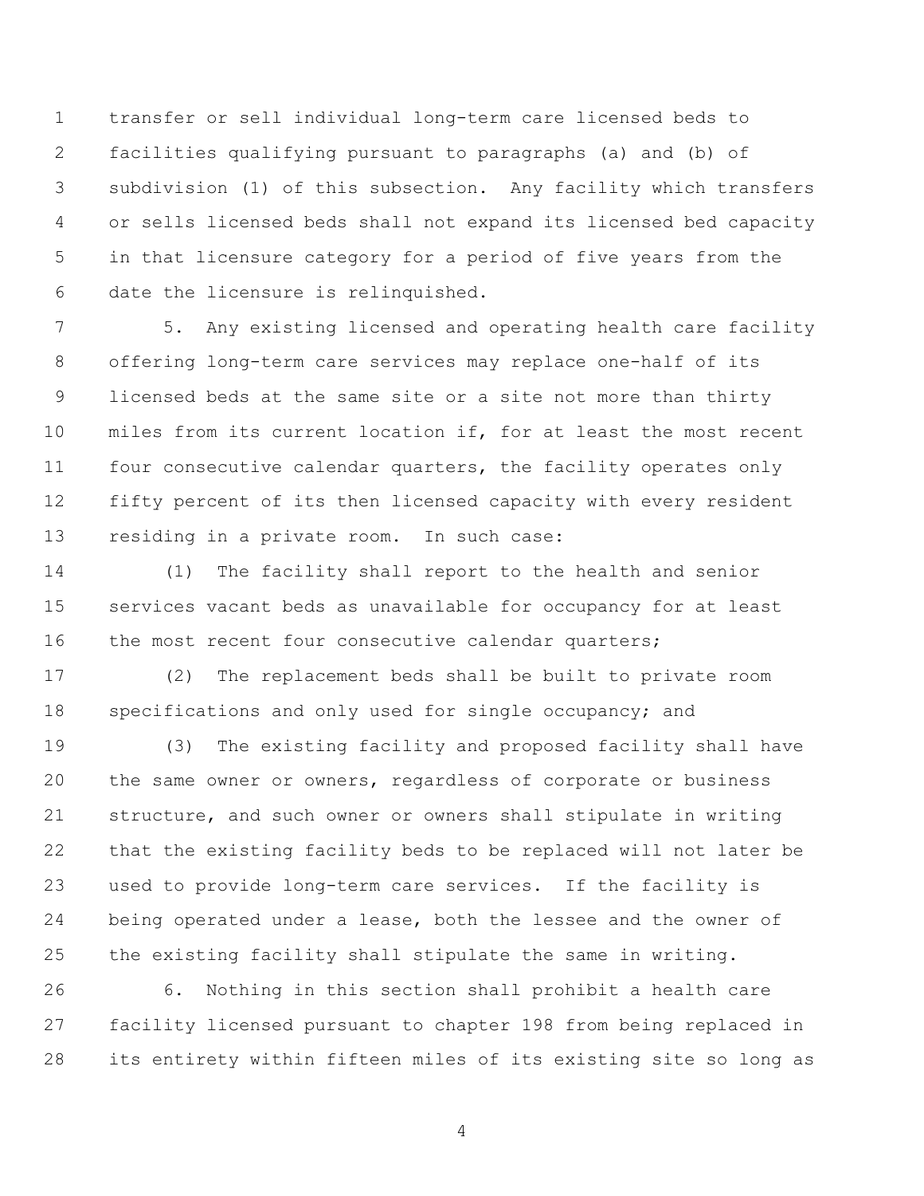transfer or sell individual long-term care licensed beds to facilities qualifying pursuant to paragraphs (a) and (b) of subdivision (1) of this subsection. Any facility which transfers or sells licensed beds shall not expand its licensed bed capacity in that licensure category for a period of five years from the date the licensure is relinquished.

5. Any existing licensed and operating health care facility offering long-term care services may replace one-half of its licensed beds at the same site or a site not more than thirty miles from its current location if, for at least the most recent four consecutive calendar quarters, the facility operates only fifty percent of its then licensed capacity with every resident residing in a private room. In such case:

(1) The facility shall report to the health and senior services vacant beds as unavailable for occupancy for at least the most recent four consecutive calendar quarters;

(2) The replacement beds shall be built to private room specifications and only used for single occupancy; and

(3) The existing facility and proposed facility shall have the same owner or owners, regardless of corporate or business structure, and such owner or owners shall stipulate in writing that the existing facility beds to be replaced will not later be used to provide long-term care services. If the facility is being operated under a lease, both the lessee and the owner of the existing facility shall stipulate the same in writing.

6. Nothing in this section shall prohibit a health care facility licensed pursuant to chapter 198 from being replaced in its entirety within fifteen miles of its existing site so long as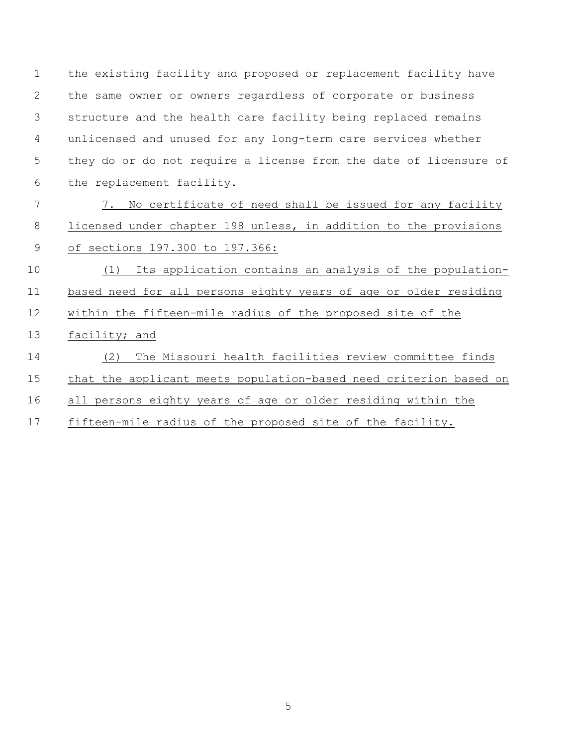the existing facility and proposed or replacement facility have the same owner or owners regardless of corporate or business structure and the health care facility being replaced remains unlicensed and unused for any long-term care services whether they do or do not require a license from the date of licensure of the replacement facility.

7. No certificate of need shall be issued for any facility licensed under chapter 198 unless, in addition to the provisions of sections 197.300 to 197.366:

(1) Its application contains an analysis of the population-based need for all persons eighty years of age or older residing within the fifteen-mile radius of the proposed site of the facility; and

(2) The Missouri health facilities review committee finds that the applicant meets population-based need criterion based on all persons eighty years of age or older residing within the fifteen-mile radius of the proposed site of the facility.